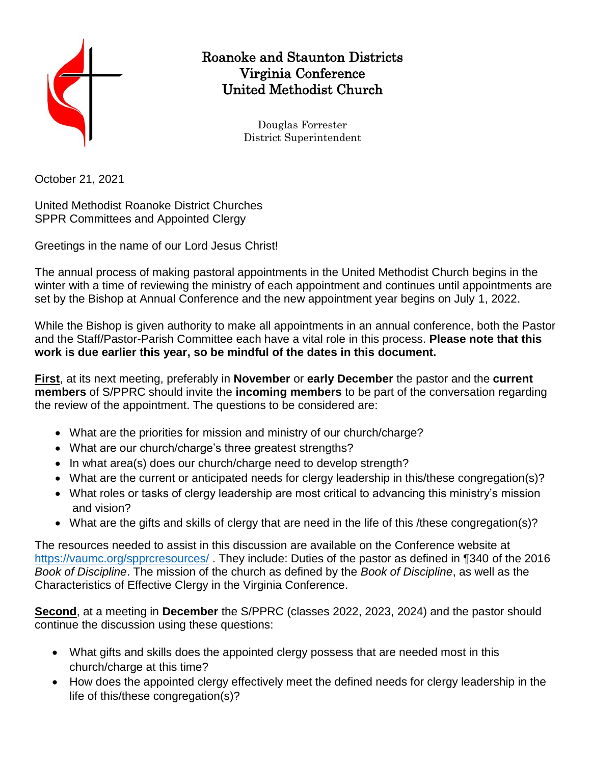# Roanoke and Staunton Districts
# Virginia Conference
# United Methodist Church

Douglas Forrester
District Superintendent

October 21, 2021

United Methodist Roanoke District Churches
SPPR Committees and Appointed Clergy

Greetings in the name of our Lord Jesus Christ!

The annual process of making pastoral appointments in the United Methodist Church begins in the winter with a time of reviewing the ministry of each appointment and continues until appointments are set by the Bishop at Annual Conference and the new appointment year begins on July 1, 2022.

While the Bishop is given authority to make all appointments in an annual conference, both the Pastor and the Staff/Pastor-Parish Committee each have a vital role in this process. **Please note that this work is due earlier this year, so be mindful of the dates in this document.**

**First**, at its next meeting, preferably in **November** or **early December** the pastor and the **current members** of S/PPRC should invite the **incoming members** to be part of the conversation regarding the review of the appointment. The questions to be considered are:

- What are the priorities for mission and ministry of our church/charge?
- What are our church/charge's three greatest strengths?
- In what area(s) does our church/charge need to develop strength?
- What are the current or anticipated needs for clergy leadership in this/these congregation(s)?
- What roles or tasks of clergy leadership are most critical to advancing this ministry's mission and vision?
- What are the gifts and skills of clergy that are need in the life of this /these congregation(s)?

The resources needed to assist in this discussion are available on the Conference website at [https://vaumc.org/spprcresources/](https://vaumc.org/spprcresources/) . They include: Duties of the pastor as defined in ¶340 of the 2016 *Book of Discipline*. The mission of the church as defined by the *Book of Discipline*, as well as the Characteristics of Effective Clergy in the Virginia Conference.

**Second**, at a meeting in **December** the S/PPRC (classes 2022, 2023, 2024) and the pastor should continue the discussion using these questions:

- What gifts and skills does the appointed clergy possess that are needed most in this church/charge at this time?
- How does the appointed clergy effectively meet the defined needs for clergy leadership in the life of this/these congregation(s)?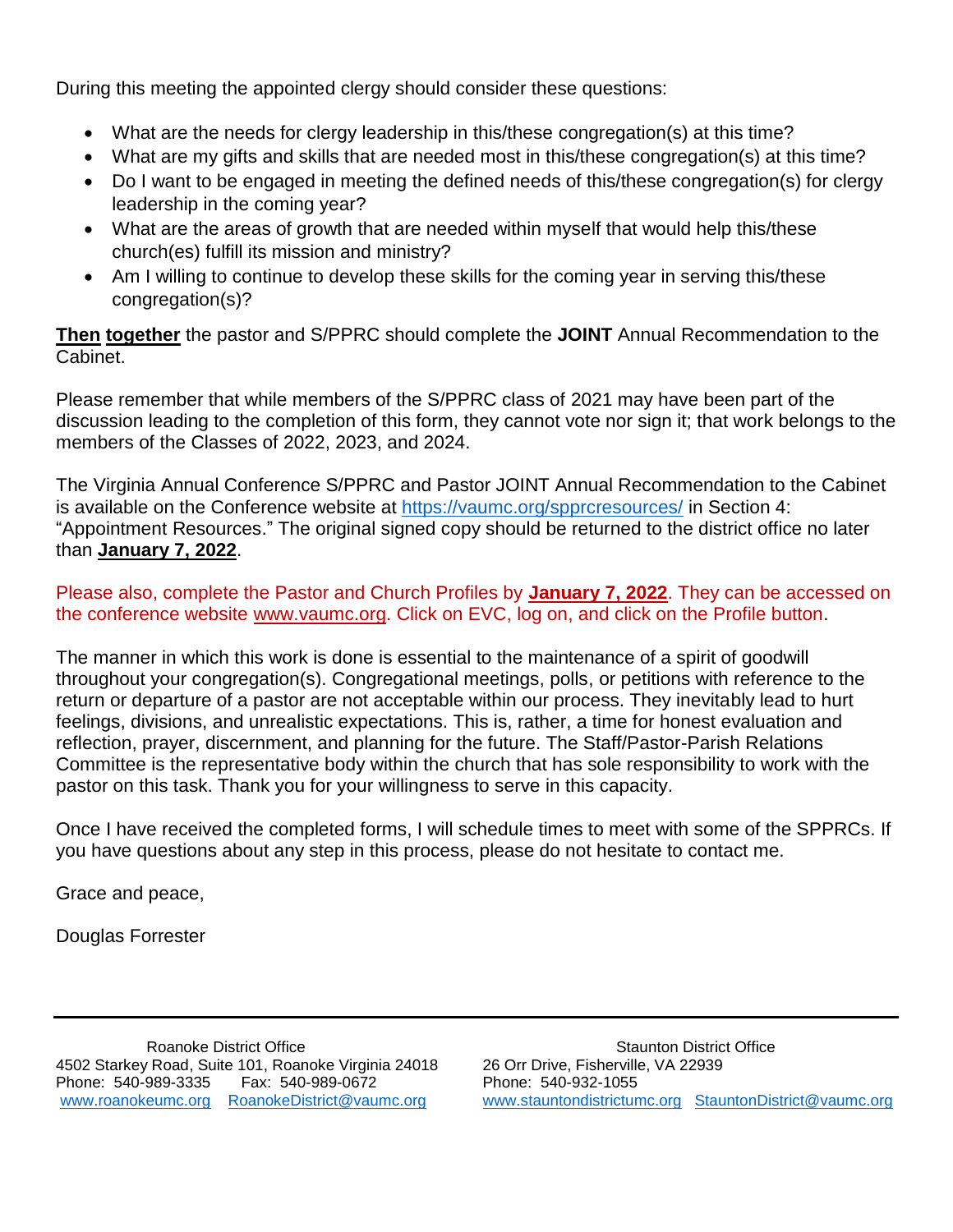During this meeting the appointed clergy should consider these questions:

- What are the needs for clergy leadership in this/these congregation(s) at this time?
- What are my gifts and skills that are needed most in this/these congregation(s) at this time?
- Do I want to be engaged in meeting the defined needs of this/these congregation(s) for clergy leadership in the coming year?
- What are the areas of growth that are needed within myself that would help this/these church(es) fulfill its mission and ministry?
- Am I willing to continue to develop these skills for the coming year in serving this/these congregation(s)?

**Then together** the pastor and S/PPRC should complete the **JOINT** Annual Recommendation to the Cabinet.

Please remember that while members of the S/PPRC class of 2021 may have been part of the discussion leading to the completion of this form, they cannot vote nor sign it; that work belongs to the members of the Classes of 2022, 2023, and 2024.

The Virginia Annual Conference S/PPRC and Pastor JOINT Annual Recommendation to the Cabinet is available on the Conference website at https://vaumc.org/spprcresources/ in Section 4: "Appointment Resources." The original signed copy should be returned to the district office no later than **January 7, 2022**.

Please also, complete the Pastor and Church Profiles by **January 7, 2022**. They can be accessed on the conference website www.vaumc.org. Click on EVC, log on, and click on the Profile button.

The manner in which this work is done is essential to the maintenance of a spirit of goodwill throughout your congregation(s). Congregational meetings, polls, or petitions with reference to the return or departure of a pastor are not acceptable within our process. They inevitably lead to hurt feelings, divisions, and unrealistic expectations. This is, rather, a time for honest evaluation and reflection, prayer, discernment, and planning for the future. The Staff/Pastor-Parish Relations Committee is the representative body within the church that has sole responsibility to work with the pastor on this task. Thank you for your willingness to serve in this capacity.

Once I have received the completed forms, I will schedule times to meet with some of the SPPRCs. If you have questions about any step in this process, please do not hesitate to contact me.

Grace and peace,

Douglas Forrester

Roanoke District Office
4502 Starkey Road, Suite 101, Roanoke Virginia 24018
Phone: 540-989-3335 Fax: 540-989-0672
www.roanokeumc.org RoanokeDistrict@vaumc.org

Staunton District Office
26 Orr Drive, Fisherville, VA 22939
Phone: 540-932-1055
www.stauntondistrictumc.org StauntonDistrict@vaumc.org